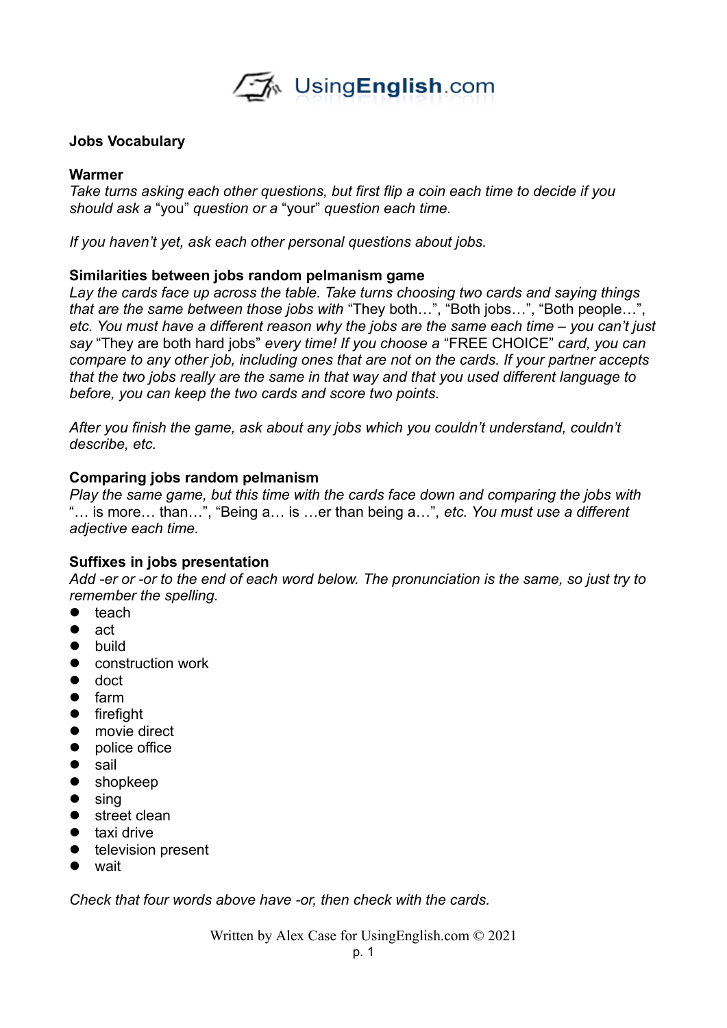# Jobs Vocabulary

## Warmer

*Take turns asking each other questions, but first flip a coin each time to decide if you should ask a* "you" *question or a* "your" *question each time.*

*If you haven't yet, ask each other personal questions about jobs.*

## Similarities between jobs random pelmanism game

*Lay the cards face up across the table. Take turns choosing two cards and saying things that are the same between those jobs with* "They both…", "Both jobs…", "Both people…", *etc. You must have a different reason why the jobs are the same each time – you can't just say* "They are both hard jobs" *every time! If you choose a* "FREE CHOICE" *card, you can compare to any other job, including ones that are not on the cards. If your partner accepts that the two jobs really are the same in that way and that you used different language to before, you can keep the two cards and score two points.*

*After you finish the game, ask about any jobs which you couldn't understand, couldn't describe, etc.*

## Comparing jobs random pelmanism

*Play the same game, but this time with the cards face down and comparing the jobs with* "… is more… than…", "Being a… is …er than being a…", *etc. You must use a different adjective each time.*

## Suffixes in jobs presentation

*Add -er or -or to the end of each word below. The pronunciation is the same, so just try to remember the spelling.*

- teach
- act
- build
- construction work
- doct
- farm
- firefight
- movie direct
- police office
- sail
- shopkeep
- sing
- street clean
- taxi drive
- television present
- wait

*Check that four words above have -or, then check with the cards.*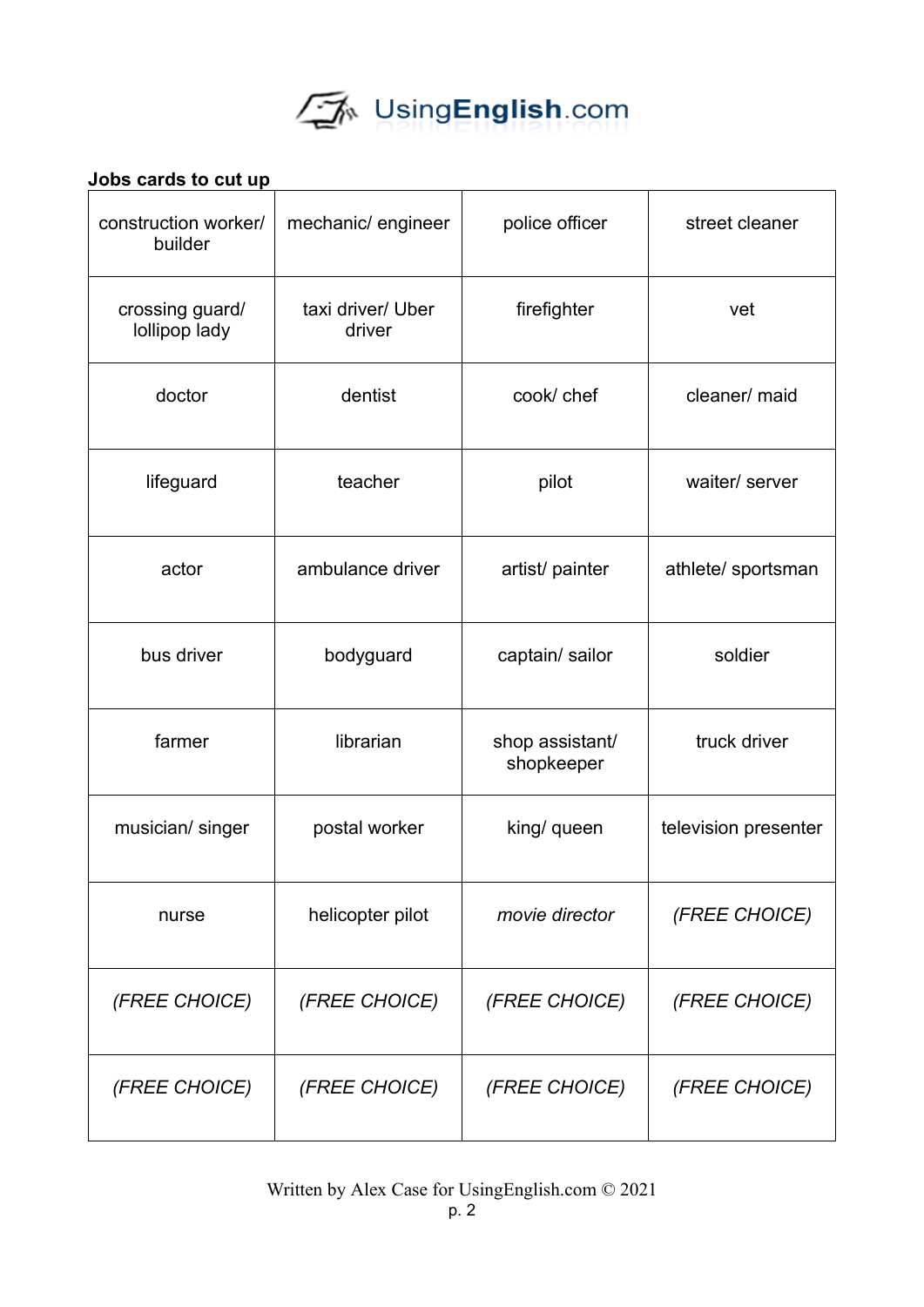**Jobs cards to cut up**

| | | | |
|---|---|---|---|
| construction worker/ builder | mechanic/ engineer | police officer | street cleaner |
| crossing guard/ lollipop lady | taxi driver/ Uber driver | firefighter | vet |
| doctor | dentist | cook/ chef | cleaner/ maid |
| lifeguard | teacher | pilot | waiter/ server |
| actor | ambulance driver | artist/ painter | athlete/ sportsman |
| bus driver | bodyguard | captain/ sailor | soldier |
| farmer | librarian | shop assistant/ shopkeeper | truck driver |
| musician/ singer | postal worker | king/ queen | television presenter |
| nurse | helicopter pilot | *movie director* | *(FREE CHOICE)* |
| *(FREE CHOICE)* | *(FREE CHOICE)* | *(FREE CHOICE)* | *(FREE CHOICE)* |
| *(FREE CHOICE)* | *(FREE CHOICE)* | *(FREE CHOICE)* | *(FREE CHOICE)* |

Written by Alex Case for UsingEnglish.com © 2021